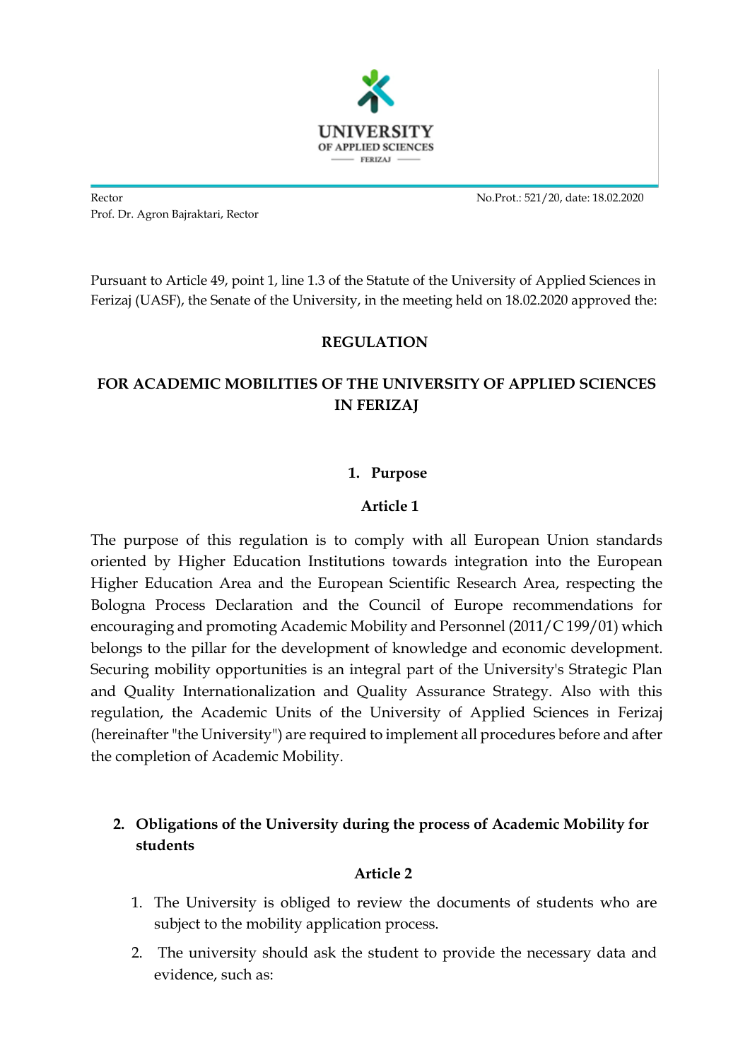UNIVERSITY OF APPLIED SCIENCES FERIZAJ

Rector
Prof. Dr. Agron Bajraktari, Rector

No.Prot.: 521/20, date: 18.02.2020

Pursuant to Article 49, point 1, line 1.3 of the Statute of the University of Applied Sciences in Ferizaj (UASF), the Senate of the University, in the meeting held on 18.02.2020 approved the:

# REGULATION

# FOR ACADEMIC MOBILITIES OF THE UNIVERSITY OF APPLIED SCIENCES IN FERIZAJ

## 1. Purpose

### Article 1

The purpose of this regulation is to comply with all European Union standards oriented by Higher Education Institutions towards integration into the European Higher Education Area and the European Scientific Research Area, respecting the Bologna Process Declaration and the Council of Europe recommendations for encouraging and promoting Academic Mobility and Personnel (2011/C 199/01) which belongs to the pillar for the development of knowledge and economic development. Securing mobility opportunities is an integral part of the University's Strategic Plan and Quality Internationalization and Quality Assurance Strategy. Also with this regulation, the Academic Units of the University of Applied Sciences in Ferizaj (hereinafter "the University") are required to implement all procedures before and after the completion of Academic Mobility.

## 2. Obligations of the University during the process of Academic Mobility for students

### Article 2

1. The University is obliged to review the documents of students who are subject to the mobility application process.
2. The university should ask the student to provide the necessary data and evidence, such as: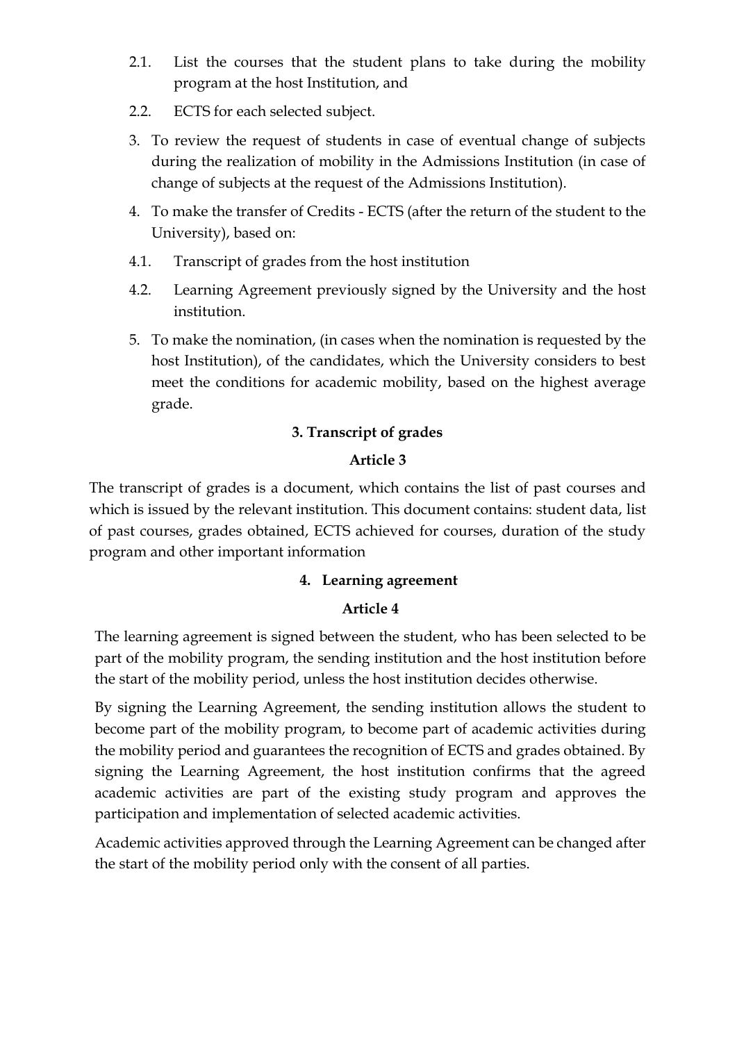2.1. List the courses that the student plans to take during the mobility program at the host Institution, and

2.2. ECTS for each selected subject.

3. To review the request of students in case of eventual change of subjects during the realization of mobility in the Admissions Institution (in case of change of subjects at the request of the Admissions Institution).

4. To make the transfer of Credits - ECTS (after the return of the student to the University), based on:

4.1. Transcript of grades from the host institution

4.2. Learning Agreement previously signed by the University and the host institution.

5. To make the nomination, (in cases when the nomination is requested by the host Institution), of the candidates, which the University considers to best meet the conditions for academic mobility, based on the highest average grade.

### 3. Transcript of grades

#### Article 3

The transcript of grades is a document, which contains the list of past courses and which is issued by the relevant institution. This document contains: student data, list of past courses, grades obtained, ECTS achieved for courses, duration of the study program and other important information

### 4. Learning agreement

#### Article 4

The learning agreement is signed between the student, who has been selected to be part of the mobility program, the sending institution and the host institution before the start of the mobility period, unless the host institution decides otherwise.

By signing the Learning Agreement, the sending institution allows the student to become part of the mobility program, to become part of academic activities during the mobility period and guarantees the recognition of ECTS and grades obtained. By signing the Learning Agreement, the host institution confirms that the agreed academic activities are part of the existing study program and approves the participation and implementation of selected academic activities.

Academic activities approved through the Learning Agreement can be changed after the start of the mobility period only with the consent of all parties.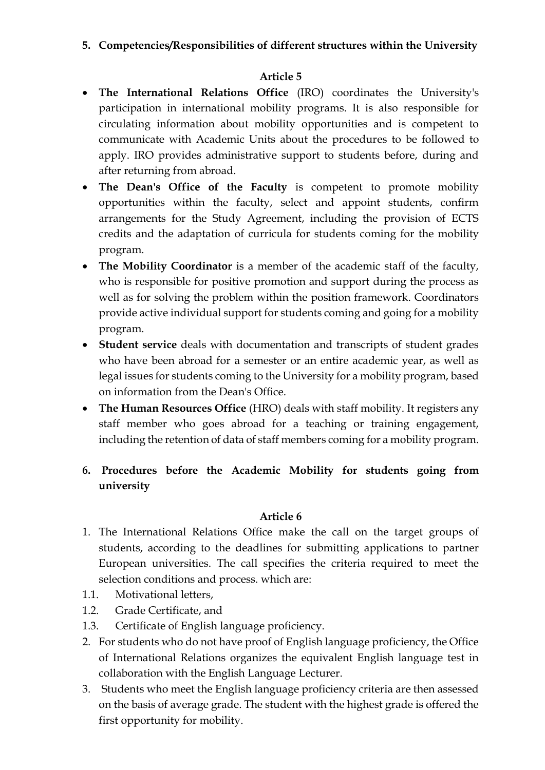## 5. Competencies/Responsibilities of different structures within the University

**Article 5**

- **The International Relations Office** (IRO) coordinates the University's participation in international mobility programs. It is also responsible for circulating information about mobility opportunities and is competent to communicate with Academic Units about the procedures to be followed to apply. IRO provides administrative support to students before, during and after returning from abroad.
- **The Dean's Office of the Faculty** is competent to promote mobility opportunities within the faculty, select and appoint students, confirm arrangements for the Study Agreement, including the provision of ECTS credits and the adaptation of curricula for students coming for the mobility program.
- **The Mobility Coordinator** is a member of the academic staff of the faculty, who is responsible for positive promotion and support during the process as well as for solving the problem within the position framework. Coordinators provide active individual support for students coming and going for a mobility program.
- **Student service** deals with documentation and transcripts of student grades who have been abroad for a semester or an entire academic year, as well as legal issues for students coming to the University for a mobility program, based on information from the Dean's Office.
- **The Human Resources Office** (HRO) deals with staff mobility. It registers any staff member who goes abroad for a teaching or training engagement, including the retention of data of staff members coming for a mobility program.

## 6. Procedures before the Academic Mobility for students going from university

**Article 6**

1. The International Relations Office make the call on the target groups of students, according to the deadlines for submitting applications to partner European universities. The call specifies the criteria required to meet the selection conditions and process. which are:

1.1. Motivational letters,

1.2. Grade Certificate, and

1.3. Certificate of English language proficiency.

2. For students who do not have proof of English language proficiency, the Office of International Relations organizes the equivalent English language test in collaboration with the English Language Lecturer.
3. Students who meet the English language proficiency criteria are then assessed on the basis of average grade. The student with the highest grade is offered the first opportunity for mobility.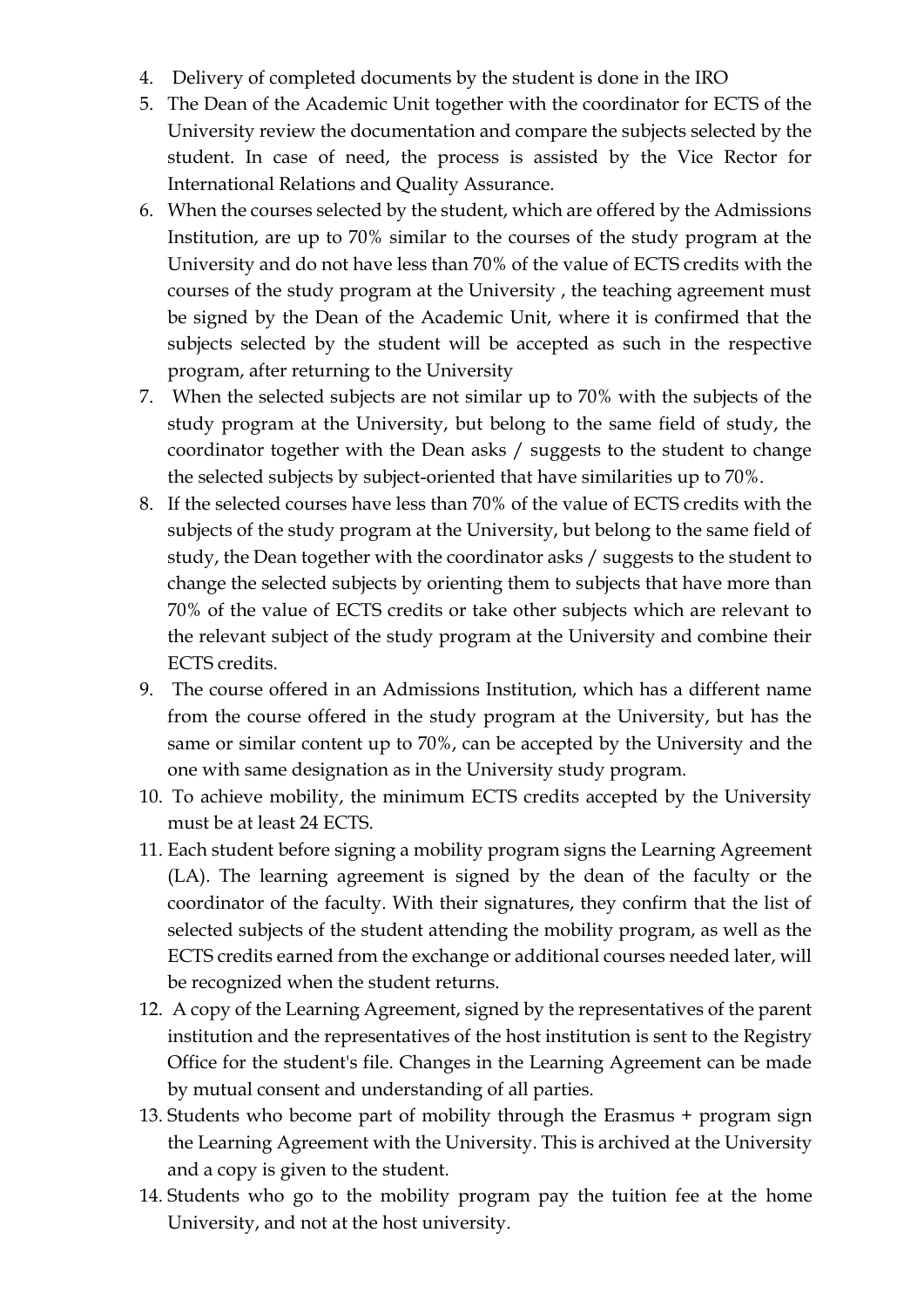4. Delivery of completed documents by the student is done in the IRO
5. The Dean of the Academic Unit together with the coordinator for ECTS of the University review the documentation and compare the subjects selected by the student. In case of need, the process is assisted by the Vice Rector for International Relations and Quality Assurance.
6. When the courses selected by the student, which are offered by the Admissions Institution, are up to 70% similar to the courses of the study program at the University and do not have less than 70% of the value of ECTS credits with the courses of the study program at the University , the teaching agreement must be signed by the Dean of the Academic Unit, where it is confirmed that the subjects selected by the student will be accepted as such in the respective program, after returning to the University
7. When the selected subjects are not similar up to 70% with the subjects of the study program at the University, but belong to the same field of study, the coordinator together with the Dean asks / suggests to the student to change the selected subjects by subject-oriented that have similarities up to 70%.
8. If the selected courses have less than 70% of the value of ECTS credits with the subjects of the study program at the University, but belong to the same field of study, the Dean together with the coordinator asks / suggests to the student to change the selected subjects by orienting them to subjects that have more than 70% of the value of ECTS credits or take other subjects which are relevant to the relevant subject of the study program at the University and combine their ECTS credits.
9. The course offered in an Admissions Institution, which has a different name from the course offered in the study program at the University, but has the same or similar content up to 70%, can be accepted by the University and the one with same designation as in the University study program.
10. To achieve mobility, the minimum ECTS credits accepted by the University must be at least 24 ECTS.
11. Each student before signing a mobility program signs the Learning Agreement (LA). The learning agreement is signed by the dean of the faculty or the coordinator of the faculty. With their signatures, they confirm that the list of selected subjects of the student attending the mobility program, as well as the ECTS credits earned from the exchange or additional courses needed later, will be recognized when the student returns.
12. A copy of the Learning Agreement, signed by the representatives of the parent institution and the representatives of the host institution is sent to the Registry Office for the student's file. Changes in the Learning Agreement can be made by mutual consent and understanding of all parties.
13. Students who become part of mobility through the Erasmus + program sign the Learning Agreement with the University. This is archived at the University and a copy is given to the student.
14. Students who go to the mobility program pay the tuition fee at the home University, and not at the host university.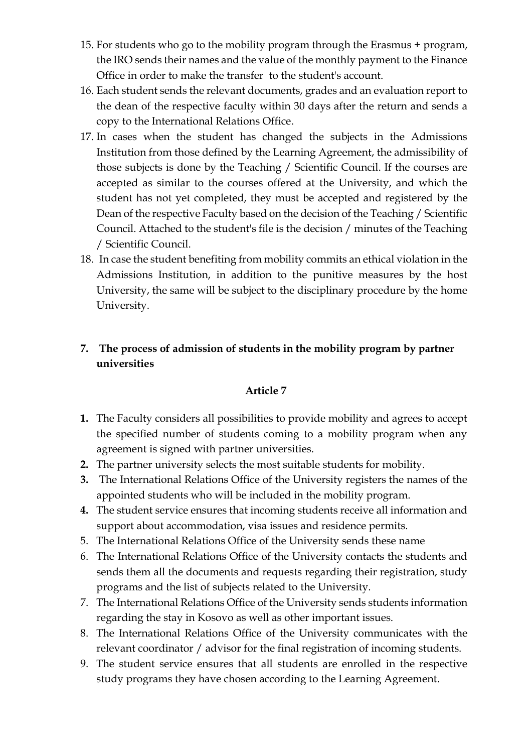15. For students who go to the mobility program through the Erasmus + program, the IRO sends their names and the value of the monthly payment to the Finance Office in order to make the transfer to the student's account.
16. Each student sends the relevant documents, grades and an evaluation report to the dean of the respective faculty within 30 days after the return and sends a copy to the International Relations Office.
17. In cases when the student has changed the subjects in the Admissions Institution from those defined by the Learning Agreement, the admissibility of those subjects is done by the Teaching / Scientific Council. If the courses are accepted as similar to the courses offered at the University, and which the student has not yet completed, they must be accepted and registered by the Dean of the respective Faculty based on the decision of the Teaching / Scientific Council. Attached to the student's file is the decision / minutes of the Teaching / Scientific Council.
18. In case the student benefiting from mobility commits an ethical violation in the Admissions Institution, in addition to the punitive measures by the host University, the same will be subject to the disciplinary procedure by the home University.

## 7. The process of admission of students in the mobility program by partner universities

### Article 7

1. The Faculty considers all possibilities to provide mobility and agrees to accept the specified number of students coming to a mobility program when any agreement is signed with partner universities.
2. The partner university selects the most suitable students for mobility.
3. The International Relations Office of the University registers the names of the appointed students who will be included in the mobility program.
4. The student service ensures that incoming students receive all information and support about accommodation, visa issues and residence permits.
5. The International Relations Office of the University sends these name
6. The International Relations Office of the University contacts the students and sends them all the documents and requests regarding their registration, study programs and the list of subjects related to the University.
7. The International Relations Office of the University sends students information regarding the stay in Kosovo as well as other important issues.
8. The International Relations Office of the University communicates with the relevant coordinator / advisor for the final registration of incoming students.
9. The student service ensures that all students are enrolled in the respective study programs they have chosen according to the Learning Agreement.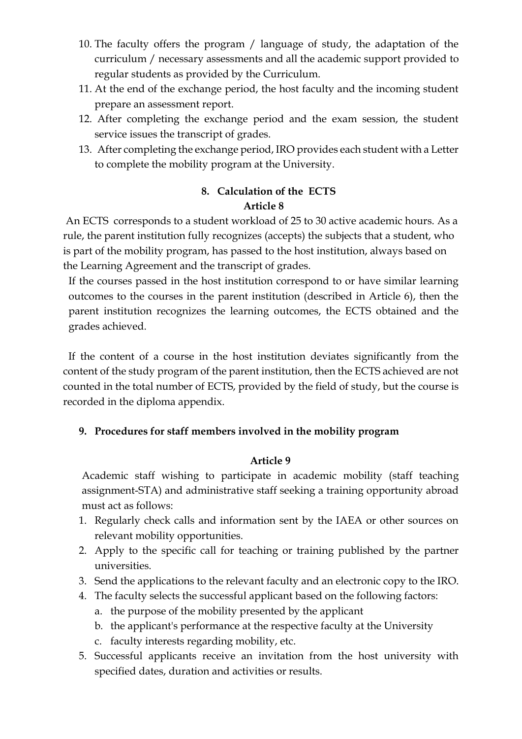10. The faculty offers the program / language of study, the adaptation of the curriculum / necessary assessments and all the academic support provided to regular students as provided by the Curriculum.
11. At the end of the exchange period, the host faculty and the incoming student prepare an assessment report.
12. After completing the exchange period and the exam session, the student service issues the transcript of grades.
13. After completing the exchange period, IRO provides each student with a Letter to complete the mobility program at the University.

## 8. Calculation of the ECTS

### Article 8

An ECTS corresponds to a student workload of 25 to 30 active academic hours. As a rule, the parent institution fully recognizes (accepts) the subjects that a student, who is part of the mobility program, has passed to the host institution, always based on the Learning Agreement and the transcript of grades.

If the courses passed in the host institution correspond to or have similar learning outcomes to the courses in the parent institution (described in Article 6), then the parent institution recognizes the learning outcomes, the ECTS obtained and the grades achieved.

If the content of a course in the host institution deviates significantly from the content of the study program of the parent institution, then the ECTS achieved are not counted in the total number of ECTS, provided by the field of study, but the course is recorded in the diploma appendix.

## 9. Procedures for staff members involved in the mobility program

### Article 9

Academic staff wishing to participate in academic mobility (staff teaching assignment-STA) and administrative staff seeking a training opportunity abroad must act as follows:

1. Regularly check calls and information sent by the IAEA or other sources on relevant mobility opportunities.
2. Apply to the specific call for teaching or training published by the partner universities.
3. Send the applications to the relevant faculty and an electronic copy to the IRO.
4. The faculty selects the successful applicant based on the following factors:
   a. the purpose of the mobility presented by the applicant
   b. the applicant's performance at the respective faculty at the University
   c. faculty interests regarding mobility, etc.
5. Successful applicants receive an invitation from the host university with specified dates, duration and activities or results.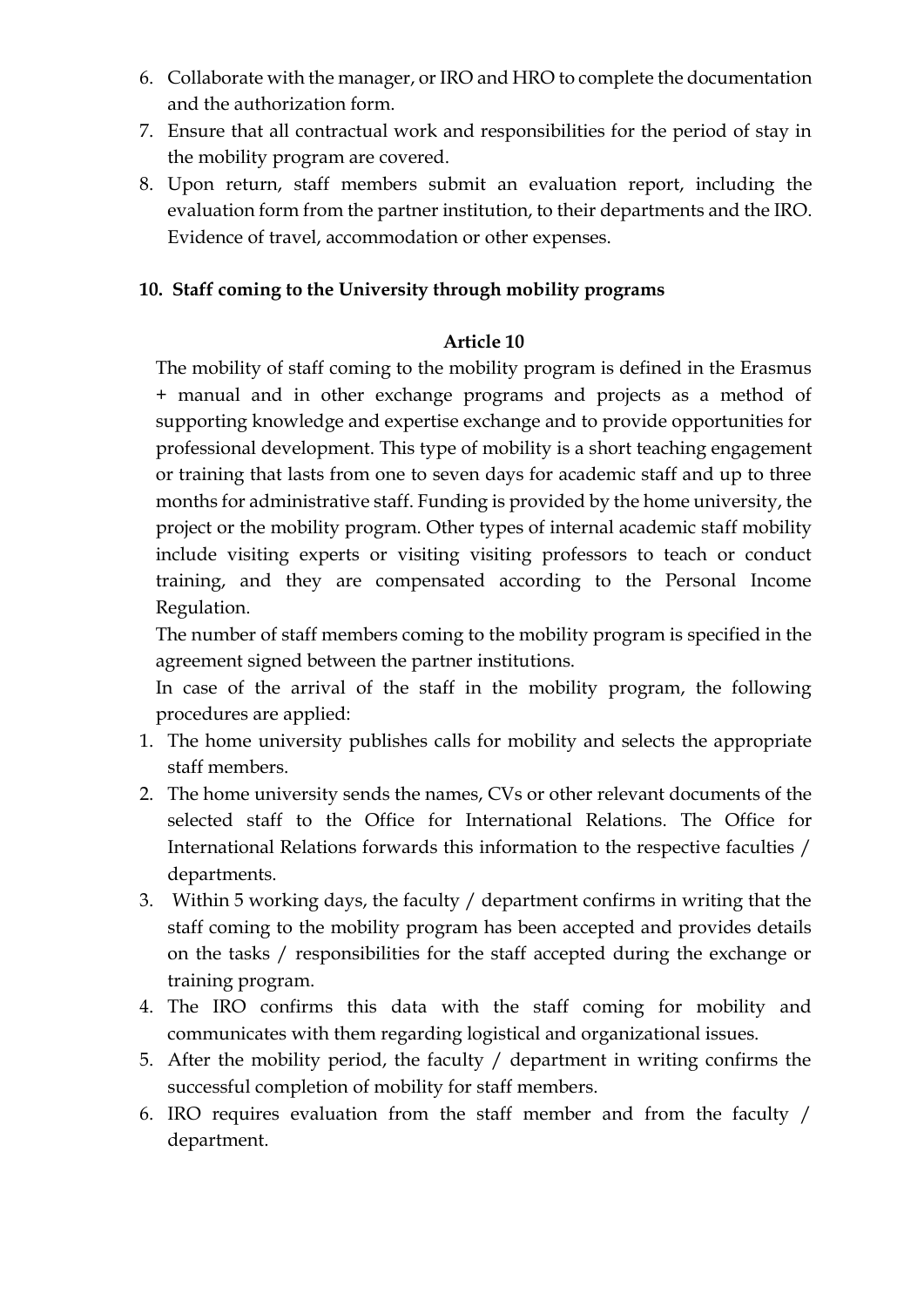6. Collaborate with the manager, or IRO and HRO to complete the documentation and the authorization form.
7. Ensure that all contractual work and responsibilities for the period of stay in the mobility program are covered.
8. Upon return, staff members submit an evaluation report, including the evaluation form from the partner institution, to their departments and the IRO. Evidence of travel, accommodation or other expenses.

## 10. Staff coming to the University through mobility programs

### Article 10

The mobility of staff coming to the mobility program is defined in the Erasmus + manual and in other exchange programs and projects as a method of supporting knowledge and expertise exchange and to provide opportunities for professional development. This type of mobility is a short teaching engagement or training that lasts from one to seven days for academic staff and up to three months for administrative staff. Funding is provided by the home university, the project or the mobility program. Other types of internal academic staff mobility include visiting experts or visiting visiting professors to teach or conduct training, and they are compensated according to the Personal Income Regulation.

The number of staff members coming to the mobility program is specified in the agreement signed between the partner institutions.

In case of the arrival of the staff in the mobility program, the following procedures are applied:

1. The home university publishes calls for mobility and selects the appropriate staff members.
2. The home university sends the names, CVs or other relevant documents of the selected staff to the Office for International Relations. The Office for International Relations forwards this information to the respective faculties / departments.
3. Within 5 working days, the faculty / department confirms in writing that the staff coming to the mobility program has been accepted and provides details on the tasks / responsibilities for the staff accepted during the exchange or training program.
4. The IRO confirms this data with the staff coming for mobility and communicates with them regarding logistical and organizational issues.
5. After the mobility period, the faculty / department in writing confirms the successful completion of mobility for staff members.
6. IRO requires evaluation from the staff member and from the faculty / department.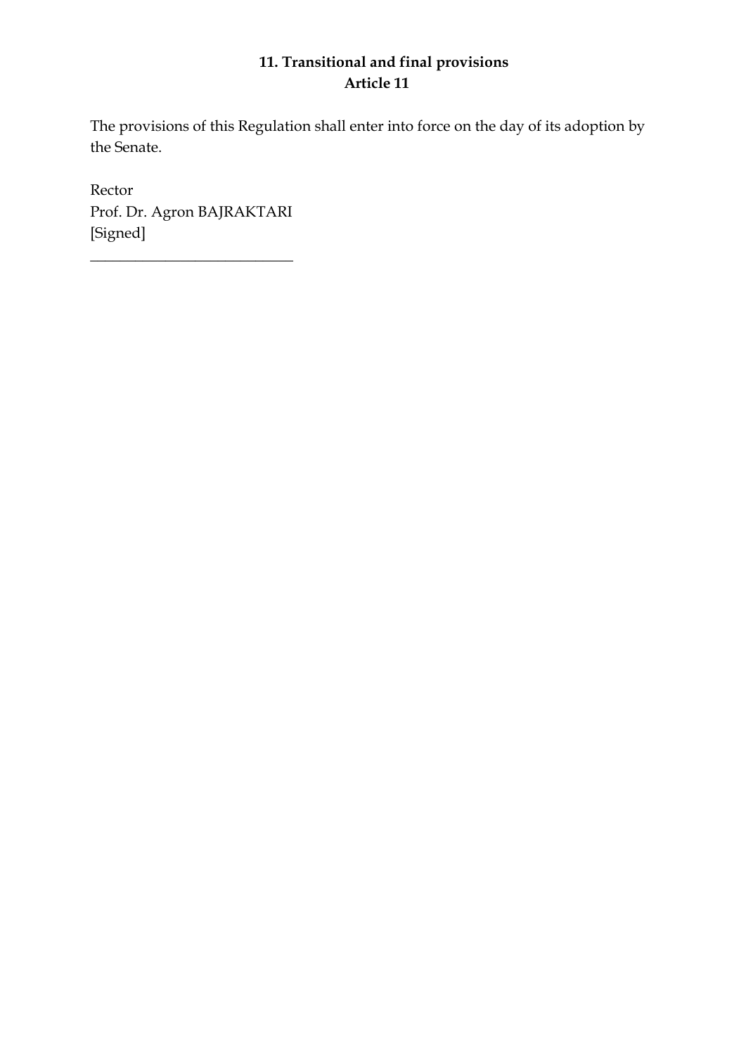## 11. Transitional and final provisions

### Article 11

The provisions of this Regulation shall enter into force on the day of its adoption by the Senate.

Rector
Prof. Dr. Agron BAJRAKTARI
[Signed]

___________________________